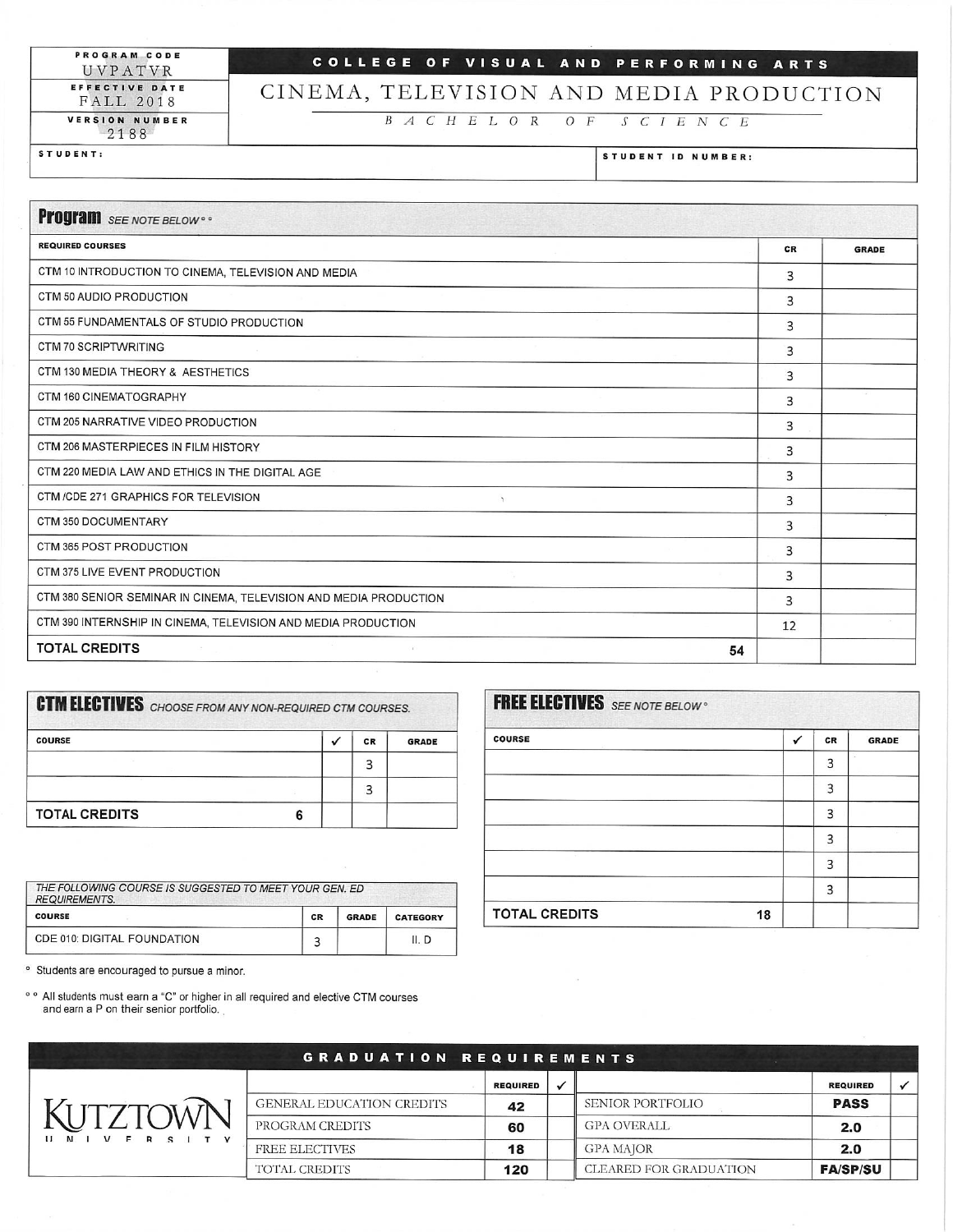| PROGRAM CODE | |
|---|---|
| UVPATVR | |
| EFFECTIVE DATE | |
| FALL 2018 | |
| VERSION NUMBER | |
| 2188 | |

# COLLEGE OF VISUAL AND PERFORMING ARTS

# CINEMA, TELEVISION AND MEDIA PRODUCTION

## BACHELOR OF SCIENCE

| STUDENT: | STUDENT ID NUMBER: |
|---|---|
| | |

## Program *SEE NOTE BELOW°°*

| REQUIRED COURSES | CR | GRADE |
|---|---|---|
| CTM 10 INTRODUCTION TO CINEMA, TELEVISION AND MEDIA | 3 | |
| CTM 50 AUDIO PRODUCTION | 3 | |
| CTM 55 FUNDAMENTALS OF STUDIO PRODUCTION | 3 | |
| CTM 70 SCRIPTWRITING | 3 | |
| CTM 130 MEDIA THEORY & AESTHETICS | 3 | |
| CTM 160 CINEMATOGRAPHY | 3 | |
| CTM 205 NARRATIVE VIDEO PRODUCTION | 3 | |
| CTM 206 MASTERPIECES IN FILM HISTORY | 3 | |
| CTM 220 MEDIA LAW AND ETHICS IN THE DIGITAL AGE | 3 | |
| CTM /CDE 271 GRAPHICS FOR TELEVISION | 3 | |
| CTM 350 DOCUMENTARY | 3 | |
| CTM 365 POST PRODUCTION | 3 | |
| CTM 375 LIVE EVENT PRODUCTION | 3 | |
| CTM 380 SENIOR SEMINAR IN CINEMA, TELEVISION AND MEDIA PRODUCTION | 3 | |
| CTM 390 INTERNSHIP IN CINEMA, TELEVISION AND MEDIA PRODUCTION | 12 | |
| **TOTAL CREDITS** 54 | | |

## CTM ELECTIVES *CHOOSE FROM ANY NON-REQUIRED CTM COURSES.*

| COURSE | ✓ | CR | GRADE |
|---|---|---|---|
| | | 3 | |
| | | 3 | |
| **TOTAL CREDITS** 6 | | | |

## FREE ELECTIVES *SEE NOTE BELOW°*

| COURSE | ✓ | CR | GRADE |
|---|---|---|---|
| | | 3 | |
| | | 3 | |
| | | 3 | |
| | | 3 | |
| | | 3 | |
| | | 3 | |
| **TOTAL CREDITS** 18 | | | |

*THE FOLLOWING COURSE IS SUGGESTED TO MEET YOUR GEN. ED REQUIREMENTS.*

| COURSE | CR | GRADE | CATEGORY |
|---|---|---|---|
| CDE 010: DIGITAL FOUNDATION | 3 | | II. D |

° Students are encouraged to pursue a minor.

°° All students must earn a "C" or higher in all required and elective CTM courses and earn a P on their senior portfolio.

## GRADUATION REQUIREMENTS

KUTZTOWN UNIVERSITY

| | REQUIRED | ✓ | | REQUIRED | ✓ |
|---|---|---|---|---|---|
| GENERAL EDUCATION CREDITS | 42 | | SENIOR PORTFOLIO | PASS | |
| PROGRAM CREDITS | 60 | | GPA OVERALL | 2.0 | |
| FREE ELECTIVES | 18 | | GPA MAJOR | 2.0 | |
| TOTAL CREDITS | 120 | | CLEARED FOR GRADUATION | FA/SP/SU | |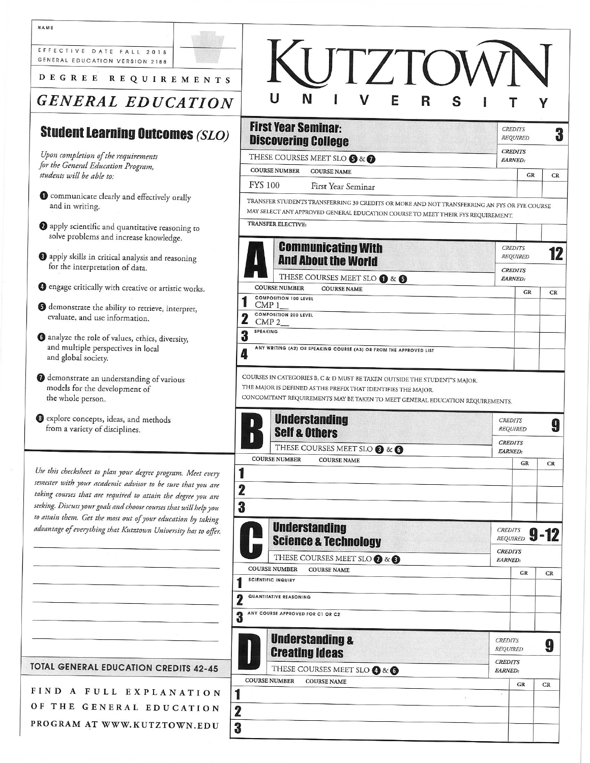NAME

EFFECTIVE DATE FALL 2018
GENERAL EDUCATION VERSION 2188

DEGREE REQUIREMENTS

# GENERAL EDUCATION

# KUTZTOWN UNIVERSITY

## Student Learning Outcomes (SLO)

*Upon completion of the requirements for the General Education Program, students will be able to:*

1. communicate clearly and effectively orally and in writing.
2. apply scientific and quantitative reasoning to solve problems and increase knowledge.
3. apply skills in critical analysis and reasoning for the interpretation of data.
4. engage critically with creative or artistic works.
5. demonstrate the ability to retrieve, interpret, evaluate, and use information.
6. analyze the role of values, ethics, diversity, and multiple perspectives in local and global society.
7. demonstrate an understanding of various models for the development of the whole person.
8. explore concepts, ideas, and methods from a variety of disciplines.

*Use this checksheet to plan your degree program. Meet every semester with your academic advisor to be sure that you are taking courses that are required to attain the degree you are seeking. Discuss your goals and choose courses that will help you to attain them. Get the most out of your education by taking advantage of everything that Kutztown University has to offer.*

**TOTAL GENERAL EDUCATION CREDITS 42-45**

FIND A FULL EXPLANATION OF THE GENERAL EDUCATION PROGRAM AT WWW.KUTZTOWN.EDU

## First Year Seminar: Discovering College

*CREDITS REQUIRED* **3**

*CREDITS EARNED:*

THESE COURSES MEET SLO 5 & 7

| COURSE NUMBER | COURSE NAME | GR | CR |
|---|---|---|---|
| FYS 100 | First Year Seminar | | |

TRANSFER STUDENTS TRANSFERRING 30 CREDITS OR MORE AND NOT TRANSFERRING AN FYS OR FYE COURSE MAY SELECT ANY APPROVED GENERAL EDUCATION COURSE TO MEET THEIR FYS REQUIREMENT.

| TRANSFER ELECTIVE: | | |
|---|---|---|
| | | |

## A — Communicating With And About the World

*CREDITS REQUIRED* **12**

*CREDITS EARNED:*

THESE COURSES MEET SLO 1 & 5

| | COURSE NUMBER / COURSE NAME | GR | CR |
|---|---|---|---|
| 1 | COMPOSITION 100 LEVEL — CMP 1__ | | |
| 2 | COMPOSITION 200 LEVEL — CMP 2__ | | |
| 3 | SPEAKING | | |
| 4 | ANY WRITING (A2) OR SPEAKING COURSE (A3) OR FROM THE APPROVED LIST | | |

COURSES IN CATEGORIES B, C & D MUST BE TAKEN OUTSIDE THE STUDENT'S MAJOR.
THE MAJOR IS DEFINED AS THE PREFIX THAT IDENTIFIES THE MAJOR.
CONCOMITANT REQUIREMENTS MAY BE TAKEN TO MEET GENERAL EDUCATION REQUIREMENTS.

## B — Understanding Self & Others

*CREDITS REQUIRED* **9**

*CREDITS EARNED:*

THESE COURSES MEET SLO 3 & 6

| | COURSE NUMBER / COURSE NAME | GR | CR |
|---|---|---|---|
| 1 | | | |
| 2 | | | |
| 3 | | | |

## C — Understanding Science & Technology

*CREDITS REQUIRED* **9-12**

*CREDITS EARNED:*

THESE COURSES MEET SLO 2 & 3

| | COURSE NUMBER / COURSE NAME | GR | CR |
|---|---|---|---|
| 1 | SCIENTIFIC INQUIRY | | |
| 2 | QUANTITATIVE REASONING | | |
| 3 | ANY COURSE APPROVED FOR C1 OR C2 | | |

## D — Understanding & Creating Ideas

*CREDITS REQUIRED* **9**

*CREDITS EARNED:*

THESE COURSES MEET SLO 4 & 6

| | COURSE NUMBER / COURSE NAME | GR | CR |
|---|---|---|---|
| 1 | | | |
| 2 | | | |
| 3 | | | |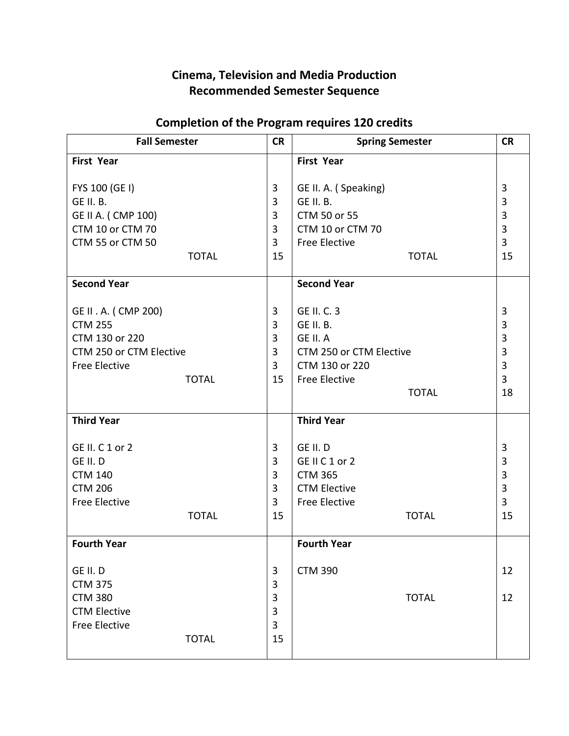# Cinema, Television and Media Production
## Recommended Semester Sequence

## Completion of the Program requires 120 credits

| Fall Semester | CR | Spring Semester | CR |
|---|---|---|---|
| **First Year** | | **First Year** | |
| FYS 100 (GE I) | 3 | GE II. A. ( Speaking) | 3 |
| GE II. B. | 3 | GE II. B. | 3 |
| GE II A. ( CMP 100) | 3 | CTM 50 or 55 | 3 |
| CTM 10 or CTM 70 | 3 | CTM 10 or CTM 70 | 3 |
| CTM 55 or CTM 50 | 3 | Free Elective | 3 |
| TOTAL | 15 | TOTAL | 15 |
| **Second Year** | | **Second Year** | |
| GE II . A. ( CMP 200) | 3 | GE II. C. 3 | 3 |
| CTM 255 | 3 | GE II. B. | 3 |
| CTM 130 or 220 | 3 | GE II. A | 3 |
| CTM 250 or CTM Elective | 3 | CTM 250 or CTM Elective | 3 |
| Free Elective | 3 | CTM 130 or 220 | 3 |
| TOTAL | 15 | Free Elective | 3 |
| | | TOTAL | 18 |
| **Third Year** | | **Third Year** | |
| GE II. C 1 or 2 | 3 | GE II. D | 3 |
| GE II. D | 3 | GE II C 1 or 2 | 3 |
| CTM 140 | 3 | CTM 365 | 3 |
| CTM 206 | 3 | CTM Elective | 3 |
| Free Elective | 3 | Free Elective | 3 |
| TOTAL | 15 | TOTAL | 15 |
| **Fourth Year** | | **Fourth Year** | |
| GE II. D | 3 | CTM 390 | 12 |
| CTM 375 | 3 | | |
| CTM 380 | 3 | TOTAL | 12 |
| CTM Elective | 3 | | |
| Free Elective | 3 | | |
| TOTAL | 15 | | |